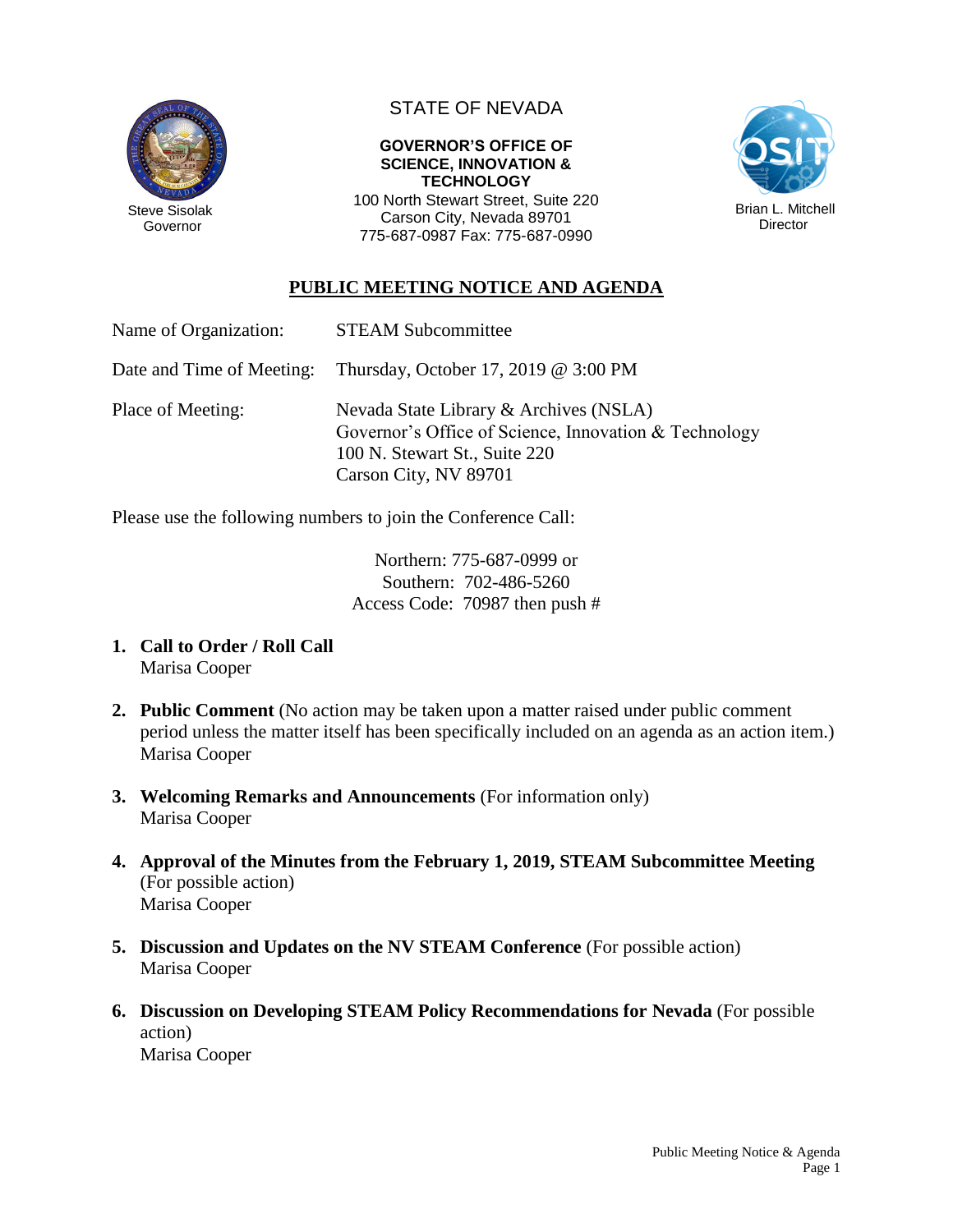Steve Sisolak
Governor

STATE OF NEVADA

**GOVERNOR'S OFFICE OF SCIENCE, INNOVATION & TECHNOLOGY**

100 North Stewart Street, Suite 220
Carson City, Nevada 89701
775-687-0987 Fax: 775-687-0990

Brian L. Mitchell
Director

# PUBLIC MEETING NOTICE AND AGENDA

Name of Organization: STEAM Subcommittee

Date and Time of Meeting: Thursday, October 17, 2019 @ 3:00 PM

Place of Meeting: Nevada State Library & Archives (NSLA)
Governor's Office of Science, Innovation & Technology
100 N. Stewart St., Suite 220
Carson City, NV 89701

Please use the following numbers to join the Conference Call:

Northern: 775-687-0999 or
Southern: 702-486-5260
Access Code: 70987 then push #

1. **Call to Order / Roll Call**
   Marisa Cooper

2. **Public Comment** (No action may be taken upon a matter raised under public comment period unless the matter itself has been specifically included on an agenda as an action item.)
   Marisa Cooper

3. **Welcoming Remarks and Announcements** (For information only)
   Marisa Cooper

4. **Approval of the Minutes from the February 1, 2019, STEAM Subcommittee Meeting** (For possible action)
   Marisa Cooper

5. **Discussion and Updates on the NV STEAM Conference** (For possible action)
   Marisa Cooper

6. **Discussion on Developing STEAM Policy Recommendations for Nevada** (For possible action)
   Marisa Cooper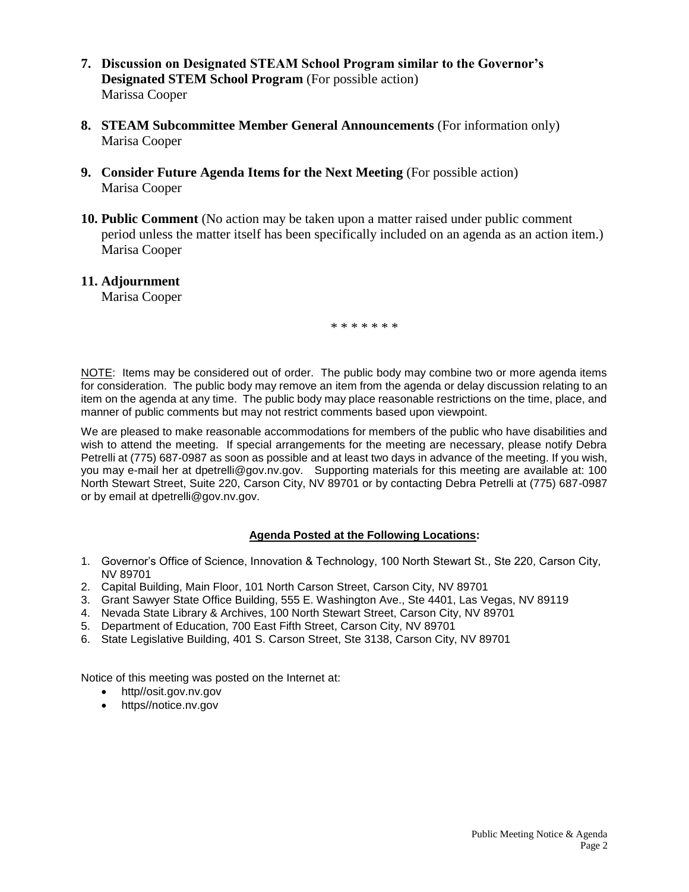7. **Discussion on Designated STEAM School Program similar to the Governor's Designated STEM School Program** (For possible action)
   Marissa Cooper

8. **STEAM Subcommittee Member General Announcements** (For information only)
   Marisa Cooper

9. **Consider Future Agenda Items for the Next Meeting** (For possible action)
   Marisa Cooper

10. **Public Comment** (No action may be taken upon a matter raised under public comment period unless the matter itself has been specifically included on an agenda as an action item.)
    Marisa Cooper

11. **Adjournment**
    Marisa Cooper

\* \* \* \* \* \* \*

NOTE: Items may be considered out of order. The public body may combine two or more agenda items for consideration. The public body may remove an item from the agenda or delay discussion relating to an item on the agenda at any time. The public body may place reasonable restrictions on the time, place, and manner of public comments but may not restrict comments based upon viewpoint.

We are pleased to make reasonable accommodations for members of the public who have disabilities and wish to attend the meeting. If special arrangements for the meeting are necessary, please notify Debra Petrelli at (775) 687-0987 as soon as possible and at least two days in advance of the meeting. If you wish, you may e-mail her at dpetrelli@gov.nv.gov. Supporting materials for this meeting are available at: 100 North Stewart Street, Suite 220, Carson City, NV 89701 or by contacting Debra Petrelli at (775) 687-0987 or by email at dpetrelli@gov.nv.gov.

**Agenda Posted at the Following Locations:**

1. Governor's Office of Science, Innovation & Technology, 100 North Stewart St., Ste 220, Carson City, NV 89701
2. Capital Building, Main Floor, 101 North Carson Street, Carson City, NV 89701
3. Grant Sawyer State Office Building, 555 E. Washington Ave., Ste 4401, Las Vegas, NV 89119
4. Nevada State Library & Archives, 100 North Stewart Street, Carson City, NV 89701
5. Department of Education, 700 East Fifth Street, Carson City, NV 89701
6. State Legislative Building, 401 S. Carson Street, Ste 3138, Carson City, NV 89701

Notice of this meeting was posted on the Internet at:

- http//osit.gov.nv.gov
- https//notice.nv.gov